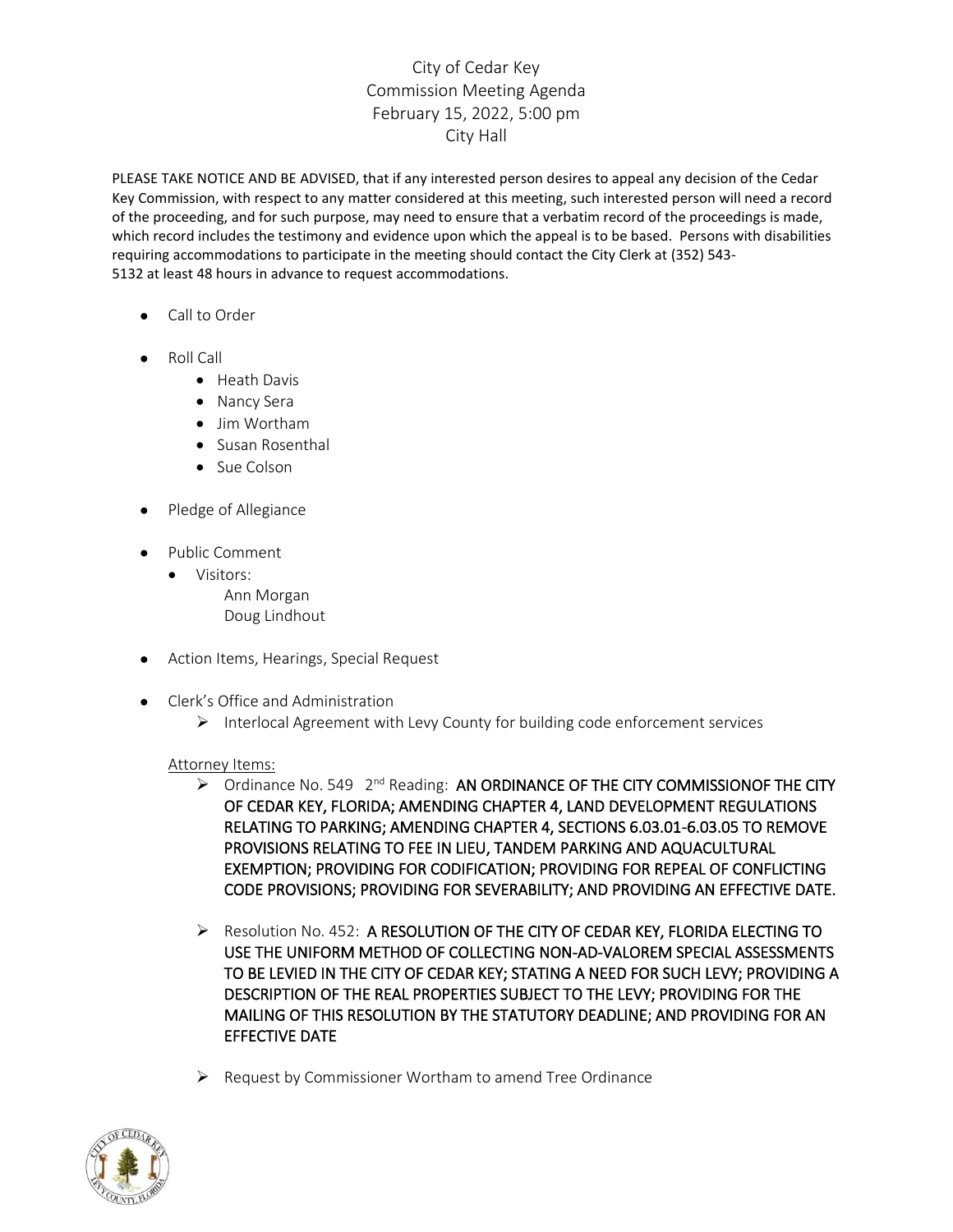# City of Cedar Key
## Commission Meeting Agenda
### February 15, 2022, 5:00 pm
### City Hall

PLEASE TAKE NOTICE AND BE ADVISED, that if any interested person desires to appeal any decision of the Cedar Key Commission, with respect to any matter considered at this meeting, such interested person will need a record of the proceeding, and for such purpose, may need to ensure that a verbatim record of the proceedings is made, which record includes the testimony and evidence upon which the appeal is to be based. Persons with disabilities requiring accommodations to participate in the meeting should contact the City Clerk at (352) 543-5132 at least 48 hours in advance to request accommodations.

- Call to Order
- Roll Call
  - Heath Davis
  - Nancy Sera
  - Jim Wortham
  - Susan Rosenthal
  - Sue Colson
- Pledge of Allegiance
- Public Comment
  - Visitors:
    Ann Morgan
    Doug Lindhout
- Action Items, Hearings, Special Request
- Clerk's Office and Administration
  - Interlocal Agreement with Levy County for building code enforcement services

Attorney Items:

- Ordinance No. 549 2nd Reading: **AN ORDINANCE OF THE CITY COMMISSIONOF THE CITY OF CEDAR KEY, FLORIDA; AMENDING CHAPTER 4, LAND DEVELOPMENT REGULATIONS RELATING TO PARKING; AMENDING CHAPTER 4, SECTIONS 6.03.01-6.03.05 TO REMOVE PROVISIONS RELATING TO FEE IN LIEU, TANDEM PARKING AND AQUACULTURAL EXEMPTION; PROVIDING FOR CODIFICATION; PROVIDING FOR REPEAL OF CONFLICTING CODE PROVISIONS; PROVIDING FOR SEVERABILITY; AND PROVIDING AN EFFECTIVE DATE.**
- Resolution No. 452: **A RESOLUTION OF THE CITY OF CEDAR KEY, FLORIDA ELECTING TO USE THE UNIFORM METHOD OF COLLECTING NON-AD-VALOREM SPECIAL ASSESSMENTS TO BE LEVIED IN THE CITY OF CEDAR KEY; STATING A NEED FOR SUCH LEVY; PROVIDING A DESCRIPTION OF THE REAL PROPERTIES SUBJECT TO THE LEVY; PROVIDING FOR THE MAILING OF THIS RESOLUTION BY THE STATUTORY DEADLINE; AND PROVIDING FOR AN EFFECTIVE DATE**
- Request by Commissioner Wortham to amend Tree Ordinance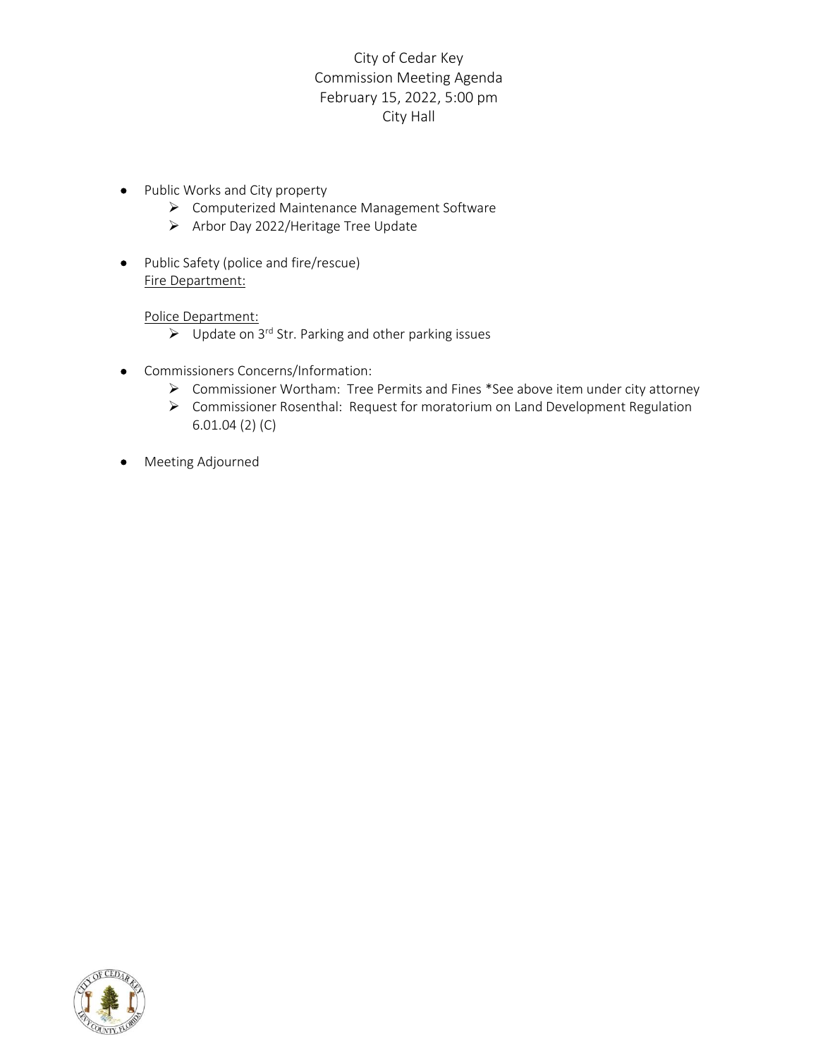City of Cedar Key
Commission Meeting Agenda
February 15, 2022, 5:00 pm
City Hall

- Public Works and City property
  - Computerized Maintenance Management Software
  - Arbor Day 2022/Heritage Tree Update

- Public Safety (police and fire/rescue)
  Fire Department:

  Police Department:
  - Update on 3rd Str. Parking and other parking issues

- Commissioners Concerns/Information:
  - Commissioner Wortham: Tree Permits and Fines *See above item under city attorney
  - Commissioner Rosenthal: Request for moratorium on Land Development Regulation 6.01.04 (2) (C)

- Meeting Adjourned